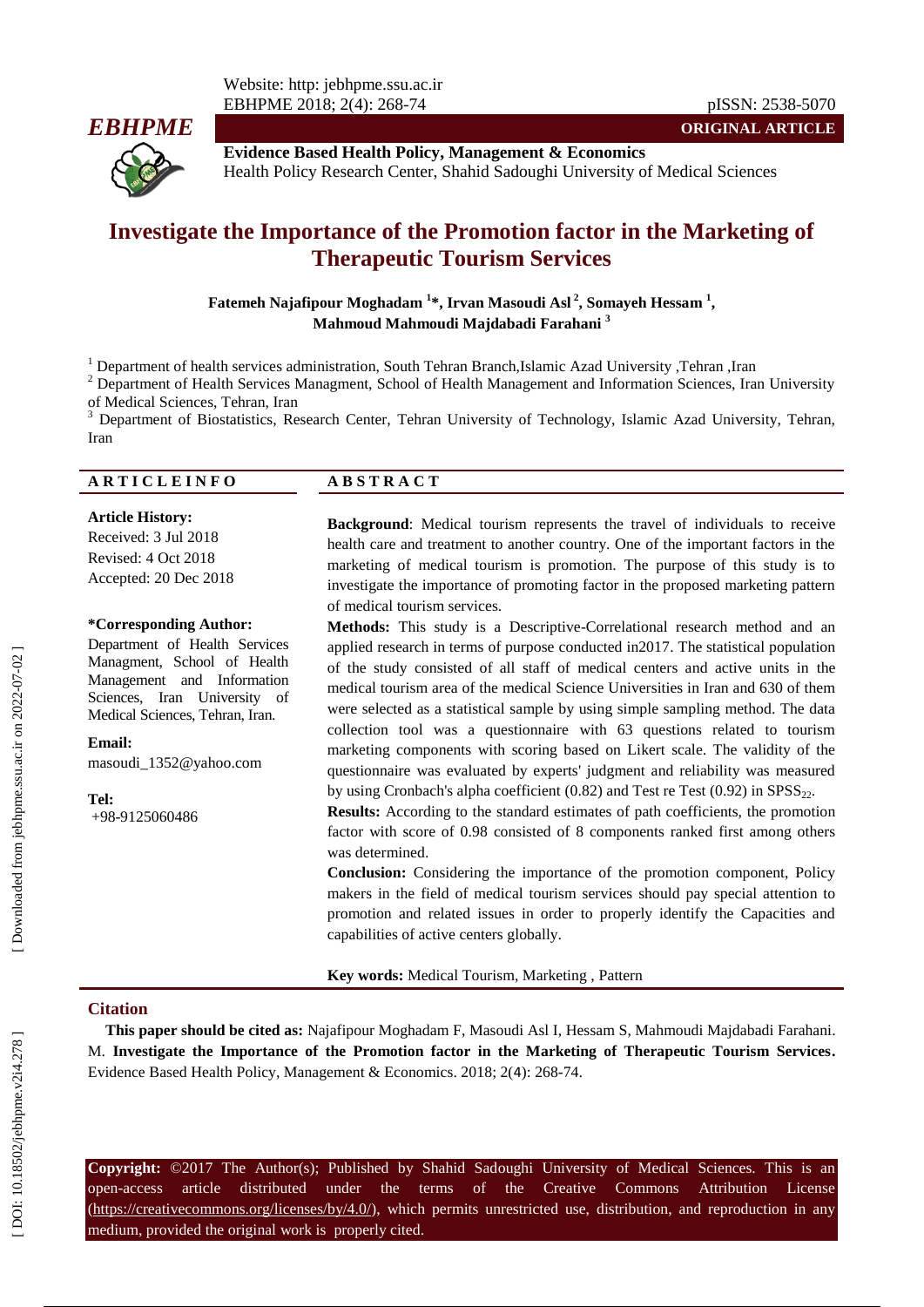Website: http: jebhpme.ssu.ac.ir
EBHPME 2018; 2(4): 268-74

pISSN: 2538-5070

**EBHPME**

**ORIGINAL ARTICLE**

**Evidence Based Health Policy, Management & Economics**
Health Policy Research Center, Shahid Sadoughi University of Medical Sciences

# Investigate the Importance of the Promotion factor in the Marketing of Therapeutic Tourism Services

**Fatemeh Najafipour Moghadam [1]*, Irvan Masoudi Asl [2], Somayeh Hessam [1], Mahmoud Mahmoudi Majdabadi Farahani [3]**

[1] Department of health services administration, South Tehran Branch,Islamic Azad University ,Tehran ,Iran
[2] Department of Health Services Managment, School of Health Management and Information Sciences, Iran University of Medical Sciences, Tehran, Iran
[3] Department of Biostatistics, Research Center, Tehran University of Technology, Islamic Azad University, Tehran, Iran

## ARTICLE INFO

**Article History:**
Received: 3 Jul 2018
Revised: 4 Oct 2018
Accepted: 20 Dec 2018

**\*Corresponding Author:**
Department of Health Services Managment, School of Health Management and Information Sciences, Iran University of Medical Sciences, Tehran, Iran.

**Email:**
masoudi_1352@yahoo.com

**Tel:**
+98-9125060486

## ABSTRACT

**Background**: Medical tourism represents the travel of individuals to receive health care and treatment to another country. One of the important factors in the marketing of medical tourism is promotion. The purpose of this study is to investigate the importance of promoting factor in the proposed marketing pattern of medical tourism services.

**Methods:** This study is a Descriptive-Correlational research method and an applied research in terms of purpose conducted in2017. The statistical population of the study consisted of all staff of medical centers and active units in the medical tourism area of the medical Science Universities in Iran and 630 of them were selected as a statistical sample by using simple sampling method. The data collection tool was a questionnaire with 63 questions related to tourism marketing components with scoring based on Likert scale. The validity of the questionnaire was evaluated by experts' judgment and reliability was measured by using Cronbach's alpha coefficient (0.82) and Test re Test (0.92) in $SPSS_{22}$.

**Results:** According to the standard estimates of path coefficients, the promotion factor with score of 0.98 consisted of 8 components ranked first among others was determined.

**Conclusion:** Considering the importance of the promotion component, Policy makers in the field of medical tourism services should pay special attention to promotion and related issues in order to properly identify the Capacities and capabilities of active centers globally.

**Key words:** Medical Tourism, Marketing , Pattern

## Citation

**This paper should be cited as:** Najafipour Moghadam F, Masoudi Asl I, Hessam S, Mahmoudi Majdabadi Farahani. M. **Investigate the Importance of the Promotion factor in the Marketing of Therapeutic Tourism Services.** Evidence Based Health Policy, Management & Economics. 2018; 2(4): 268-74.

**Copyright:** ©2017 The Author(s); Published by Shahid Sadoughi University of Medical Sciences. This is an open-access article distributed under the terms of the Creative Commons Attribution License (https://creativecommons.org/licenses/by/4.0/), which permits unrestricted use, distribution, and reproduction in any medium, provided the original work is properly cited.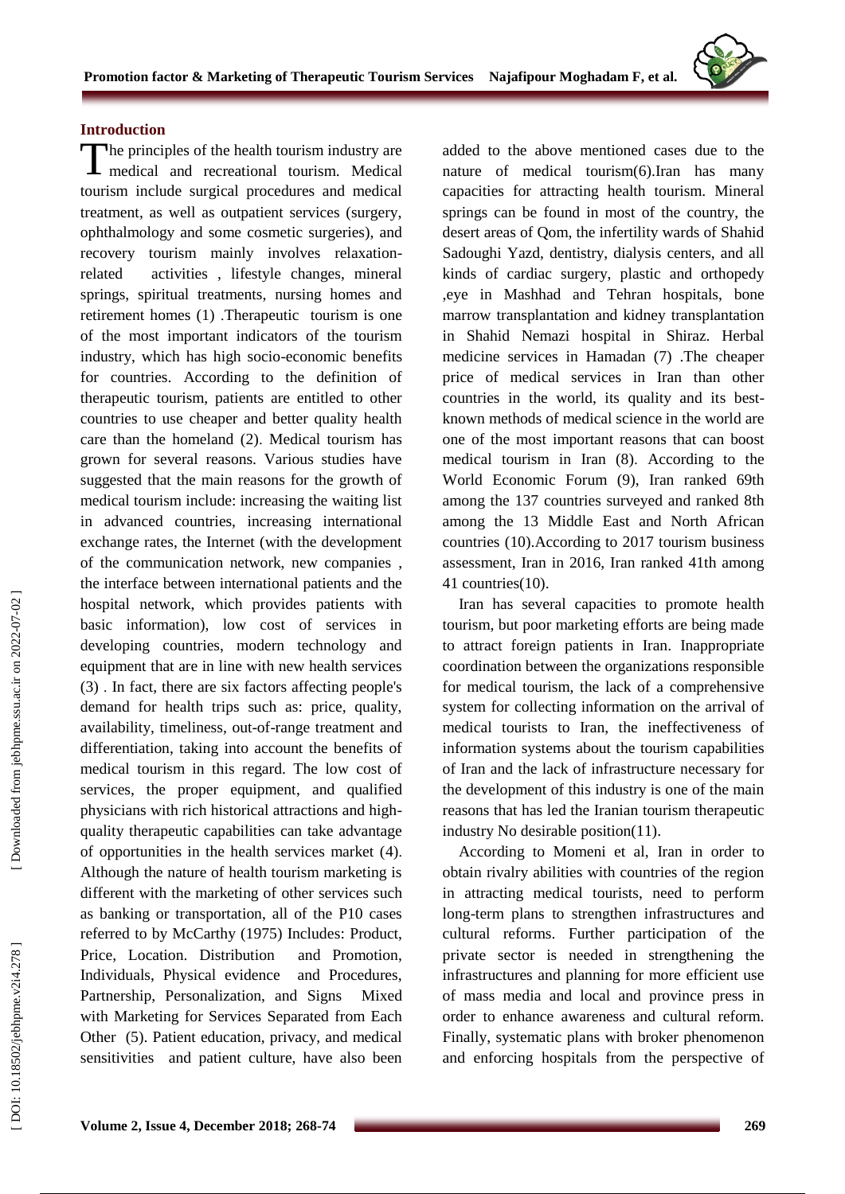## Introduction

The principles of the health tourism industry are medical and recreational tourism. Medical tourism include surgical procedures and medical treatment, as well as outpatient services (surgery, ophthalmology and some cosmetic surgeries), and recovery tourism mainly involves relaxation-related activities , lifestyle changes, mineral springs, spiritual treatments, nursing homes and retirement homes (1) .Therapeutic tourism is one of the most important indicators of the tourism industry, which has high socio-economic benefits for countries. According to the definition of therapeutic tourism, patients are entitled to other countries to use cheaper and better quality health care than the homeland (2). Medical tourism has grown for several reasons. Various studies have suggested that the main reasons for the growth of medical tourism include: increasing the waiting list in advanced countries, increasing international exchange rates, the Internet (with the development of the communication network, new companies , the interface between international patients and the hospital network, which provides patients with basic information), low cost of services in developing countries, modern technology and equipment that are in line with new health services (3) . In fact, there are six factors affecting people's demand for health trips such as: price, quality, availability, timeliness, out-of-range treatment and differentiation, taking into account the benefits of medical tourism in this regard. The low cost of services, the proper equipment, and qualified physicians with rich historical attractions and high-quality therapeutic capabilities can take advantage of opportunities in the health services market (4). Although the nature of health tourism marketing is different with the marketing of other services such as banking or transportation, all of the P10 cases referred to by McCarthy (1975) Includes: Product, Price, Location. Distribution and Promotion, Individuals, Physical evidence and Procedures, Partnership, Personalization, and Signs Mixed with Marketing for Services Separated from Each Other (5). Patient education, privacy, and medical sensitivities and patient culture, have also been added to the above mentioned cases due to the nature of medical tourism(6).Iran has many capacities for attracting health tourism. Mineral springs can be found in most of the country, the desert areas of Qom, the infertility wards of Shahid Sadoughi Yazd, dentistry, dialysis centers, and all kinds of cardiac surgery, plastic and orthopedy ,eye in Mashhad and Tehran hospitals, bone marrow transplantation and kidney transplantation in Shahid Nemazi hospital in Shiraz. Herbal medicine services in Hamadan (7) .The cheaper price of medical services in Iran than other countries in the world, its quality and its best-known methods of medical science in the world are one of the most important reasons that can boost medical tourism in Iran (8). According to the World Economic Forum (9), Iran ranked 69th among the 137 countries surveyed and ranked 8th among the 13 Middle East and North African countries (10).According to 2017 tourism business assessment, Iran in 2016, Iran ranked 41th among 41 countries(10).

Iran has several capacities to promote health tourism, but poor marketing efforts are being made to attract foreign patients in Iran. Inappropriate coordination between the organizations responsible for medical tourism, the lack of a comprehensive system for collecting information on the arrival of medical tourists to Iran, the ineffectiveness of information systems about the tourism capabilities of Iran and the lack of infrastructure necessary for the development of this industry is one of the main reasons that has led the Iranian tourism therapeutic industry No desirable position(11).

According to Momeni et al, Iran in order to obtain rivalry abilities with countries of the region in attracting medical tourists, need to perform long-term plans to strengthen infrastructures and cultural reforms. Further participation of the private sector is needed in strengthening the infrastructures and planning for more efficient use of mass media and local and province press in order to enhance awareness and cultural reform. Finally, systematic plans with broker phenomenon and enforcing hospitals from the perspective of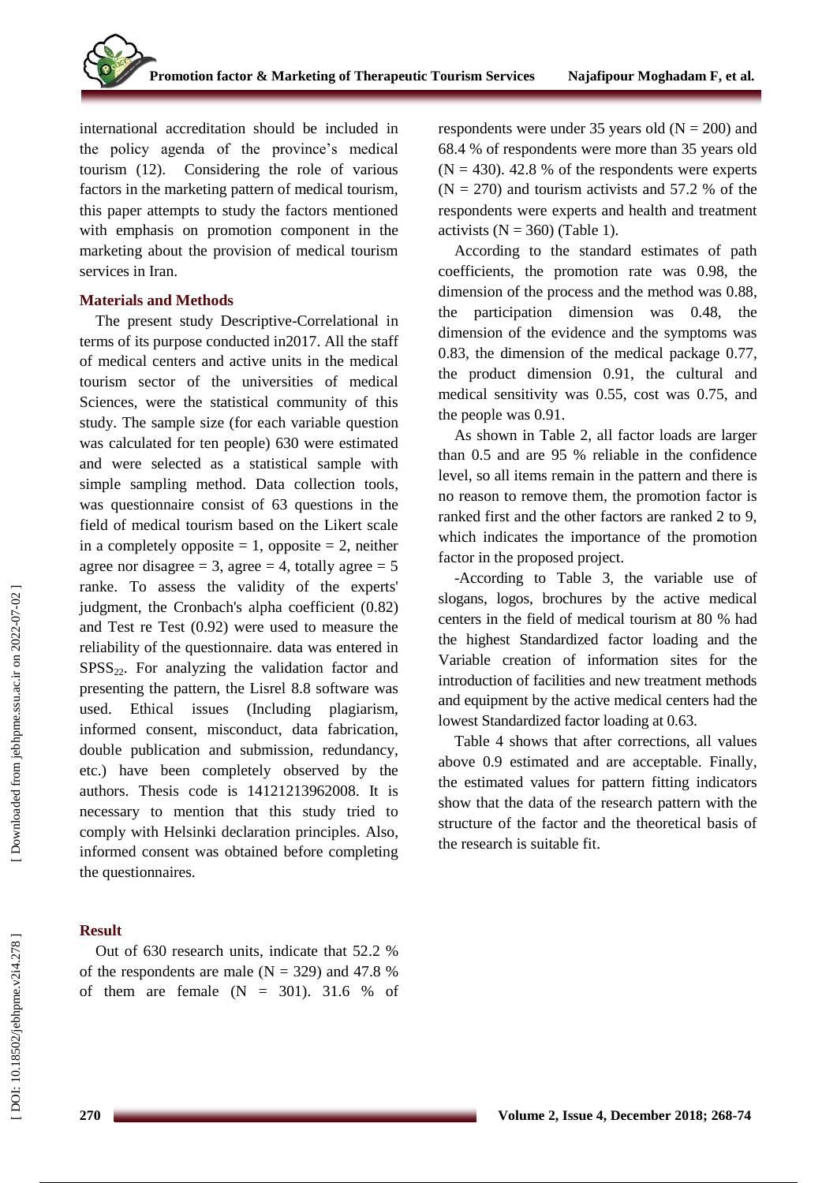international accreditation should be included in the policy agenda of the province's medical tourism (12). Considering the role of various factors in the marketing pattern of medical tourism, this paper attempts to study the factors mentioned with emphasis on promotion component in the marketing about the provision of medical tourism services in Iran.

## Materials and Methods

The present study Descriptive-Correlational in terms of its purpose conducted in2017. All the staff of medical centers and active units in the medical tourism sector of the universities of medical Sciences, were the statistical community of this study. The sample size (for each variable question was calculated for ten people) 630 were estimated and were selected as a statistical sample with simple sampling method. Data collection tools, was questionnaire consist of 63 questions in the field of medical tourism based on the Likert scale in a completely opposite = 1, opposite = 2, neither agree nor disagree = 3, agree = 4, totally agree = 5 ranke. To assess the validity of the experts' judgment, the Cronbach's alpha coefficient (0.82) and Test re Test (0.92) were used to measure the reliability of the questionnaire. data was entered in $SPSS_{22}$. For analyzing the validation factor and presenting the pattern, the Lisrel 8.8 software was used. Ethical issues (Including plagiarism, informed consent, misconduct, data fabrication, double publication and submission, redundancy, etc.) have been completely observed by the authors. Thesis code is 14121213962008. It is necessary to mention that this study tried to comply with Helsinki declaration principles. Also, informed consent was obtained before completing the questionnaires.

## Result

Out of 630 research units, indicate that 52.2 % of the respondents are male (N = 329) and 47.8 % of them are female (N = 301). 31.6 % of respondents were under 35 years old (N = 200) and 68.4 % of respondents were more than 35 years old (N = 430). 42.8 % of the respondents were experts (N = 270) and tourism activists and 57.2 % of the respondents were experts and health and treatment activists (N = 360) (Table 1).

According to the standard estimates of path coefficients, the promotion rate was 0.98, the dimension of the process and the method was 0.88, the participation dimension was 0.48, the dimension of the evidence and the symptoms was 0.83, the dimension of the medical package 0.77, the product dimension 0.91, the cultural and medical sensitivity was 0.55, cost was 0.75, and the people was 0.91.

As shown in Table 2, all factor loads are larger than 0.5 and are 95 % reliable in the confidence level, so all items remain in the pattern and there is no reason to remove them, the promotion factor is ranked first and the other factors are ranked 2 to 9, which indicates the importance of the promotion factor in the proposed project.

-According to Table 3, the variable use of slogans, logos, brochures by the active medical centers in the field of medical tourism at 80 % had the highest Standardized factor loading and the Variable creation of information sites for the introduction of facilities and new treatment methods and equipment by the active medical centers had the lowest Standardized factor loading at 0.63.

Table 4 shows that after corrections, all values above 0.9 estimated and are acceptable. Finally, the estimated values for pattern fitting indicators show that the data of the research pattern with the structure of the factor and the theoretical basis of the research is suitable fit.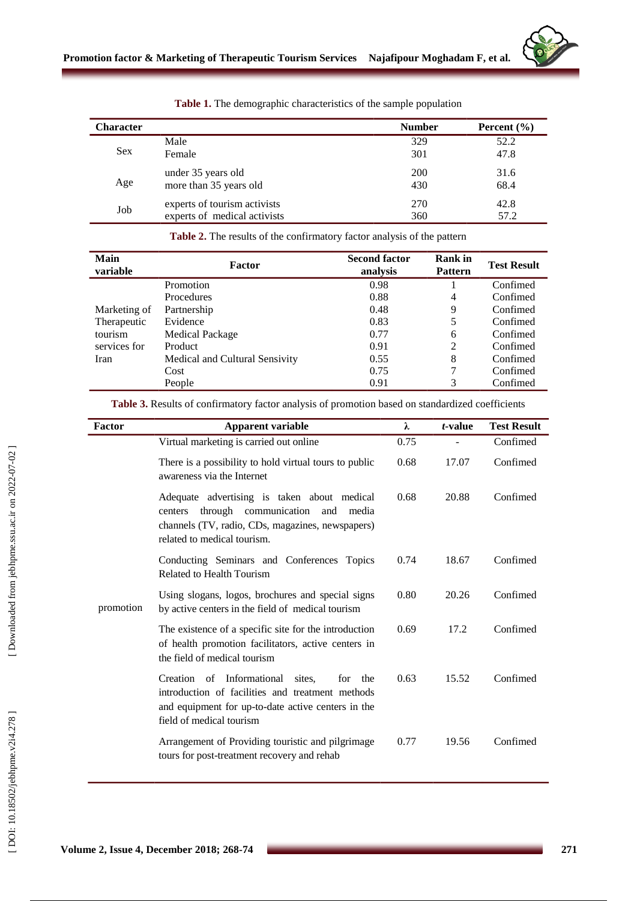**Table 1.** The demographic characteristics of the sample population

| Character | | Number | Percent (%) |
|---|---|---|---|
| Sex | Male | 329 | 52.2 |
| | Female | 301 | 47.8 |
| Age | under 35 years old | 200 | 31.6 |
| | more than 35 years old | 430 | 68.4 |
| Job | experts of tourism activists | 270 | 42.8 |
| | experts of medical activists | 360 | 57.2 |

**Table 2.** The results of the confirmatory factor analysis of the pattern

| Main variable | Factor | Second factor analysis | Rank in Pattern | Test Result |
|---|---|---|---|---|
| Marketing of Therapeutic tourism services for Iran | Promotion | 0.98 | 1 | Confimed |
| | Procedures | 0.88 | 4 | Confimed |
| | Partnership | 0.48 | 9 | Confimed |
| | Evidence | 0.83 | 5 | Confimed |
| | Medical Package | 0.77 | 6 | Confimed |
| | Product | 0.91 | 2 | Confimed |
| | Medical and Cultural Sensivity | 0.55 | 8 | Confimed |
| | Cost | 0.75 | 7 | Confimed |
| | People | 0.91 | 3 | Confimed |

**Table 3.** Results of confirmatory factor analysis of promotion based on standardized coefficients

| Factor | Apparent variable | λ | *t*-value | Test Result |
|---|---|---|---|---|
| promotion | Virtual marketing is carried out online | 0.75 | - | Confimed |
| | There is a possibility to hold virtual tours to public awareness via the Internet | 0.68 | 17.07 | Confimed |
| | Adequate advertising is taken about medical centers through communication and media channels (TV, radio, CDs, magazines, newspapers) related to medical tourism. | 0.68 | 20.88 | Confimed |
| | Conducting Seminars and Conferences Topics Related to Health Tourism | 0.74 | 18.67 | Confimed |
| | Using slogans, logos, brochures and special signs by active centers in the field of medical tourism | 0.80 | 20.26 | Confimed |
| | The existence of a specific site for the introduction of health promotion facilitators, active centers in the field of medical tourism | 0.69 | 17.2 | Confimed |
| | Creation of Informational sites, for the introduction of facilities and treatment methods and equipment for up-to-date active centers in the field of medical tourism | 0.63 | 15.52 | Confimed |
| | Arrangement of Providing touristic and pilgrimage tours for post-treatment recovery and rehab | 0.77 | 19.56 | Confimed |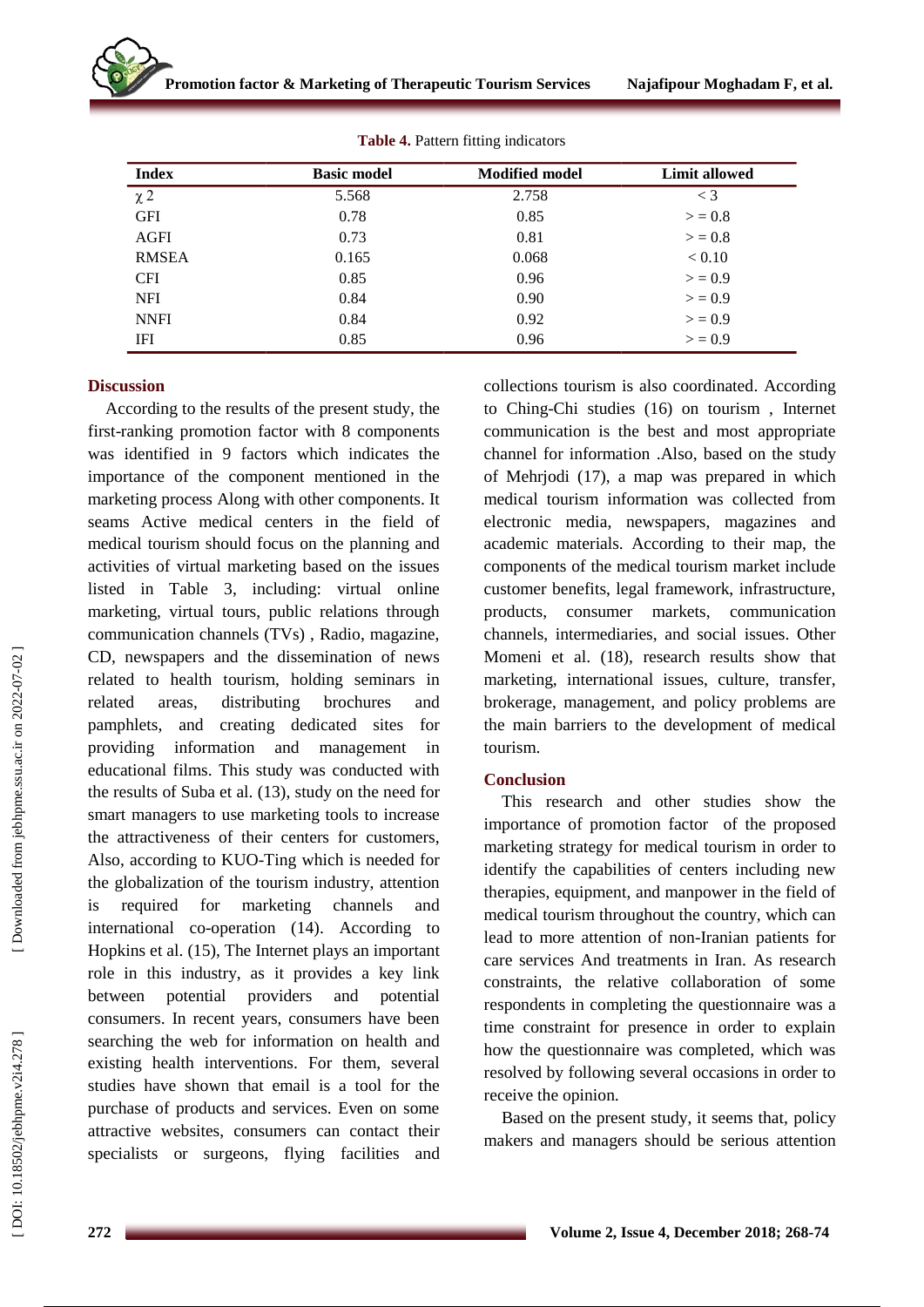**Table 4.** Pattern fitting indicators

| Index | Basic model | Modified model | Limit allowed |
|---|---|---|---|
| $\chi 2$ | 5.568 | 2.758 | < 3 |
| GFI | 0.78 | 0.85 | > = 0.8 |
| AGFI | 0.73 | 0.81 | > = 0.8 |
| RMSEA | 0.165 | 0.068 | < 0.10 |
| CFI | 0.85 | 0.96 | > = 0.9 |
| NFI | 0.84 | 0.90 | > = 0.9 |
| NNFI | 0.84 | 0.92 | > = 0.9 |
| IFI | 0.85 | 0.96 | > = 0.9 |

## Discussion

According to the results of the present study, the first-ranking promotion factor with 8 components was identified in 9 factors which indicates the importance of the component mentioned in the marketing process Along with other components. It seams Active medical centers in the field of medical tourism should focus on the planning and activities of virtual marketing based on the issues listed in Table 3, including: virtual online marketing, virtual tours, public relations through communication channels (TVs) , Radio, magazine, CD, newspapers and the dissemination of news related to health tourism, holding seminars in related areas, distributing brochures and pamphlets, and creating dedicated sites for providing information and management in educational films. This study was conducted with the results of Suba et al. (13), study on the need for smart managers to use marketing tools to increase the attractiveness of their centers for customers, Also, according to KUO-Ting which is needed for the globalization of the tourism industry, attention is required for marketing channels and international co-operation (14). According to Hopkins et al. (15), The Internet plays an important role in this industry, as it provides a key link between potential providers and potential consumers. In recent years, consumers have been searching the web for information on health and existing health interventions. For them, several studies have shown that email is a tool for the purchase of products and services. Even on some attractive websites, consumers can contact their specialists or surgeons, flying facilities and collections tourism is also coordinated. According to Ching-Chi studies (16) on tourism , Internet communication is the best and most appropriate channel for information .Also, based on the study of Mehrjodi (17), a map was prepared in which medical tourism information was collected from electronic media, newspapers, magazines and academic materials. According to their map, the components of the medical tourism market include customer benefits, legal framework, infrastructure, products, consumer markets, communication channels, intermediaries, and social issues. Other Momeni et al. (18), research results show that marketing, international issues, culture, transfer, brokerage, management, and policy problems are the main barriers to the development of medical tourism.

## Conclusion

This research and other studies show the importance of promotion factor of the proposed marketing strategy for medical tourism in order to identify the capabilities of centers including new therapies, equipment, and manpower in the field of medical tourism throughout the country, which can lead to more attention of non-Iranian patients for care services And treatments in Iran. As research constraints, the relative collaboration of some respondents in completing the questionnaire was a time constraint for presence in order to explain how the questionnaire was completed, which was resolved by following several occasions in order to receive the opinion.

Based on the present study, it seems that, policy makers and managers should be serious attention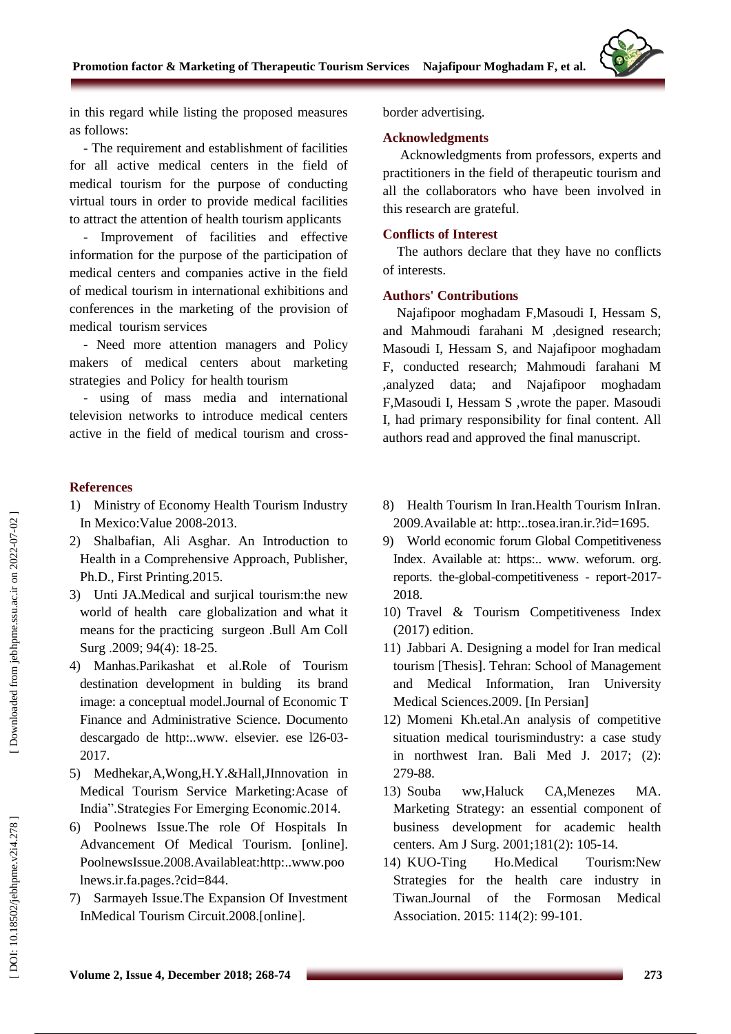in this regard while listing the proposed measures as follows:

- The requirement and establishment of facilities for all active medical centers in the field of medical tourism for the purpose of conducting virtual tours in order to provide medical facilities to attract the attention of health tourism applicants

- Improvement of facilities and effective information for the purpose of the participation of medical centers and companies active in the field of medical tourism in international exhibitions and conferences in the marketing of the provision of medical tourism services

- Need more attention managers and Policy makers of medical centers about marketing strategies and Policy for health tourism

- using of mass media and international television networks to introduce medical centers active in the field of medical tourism and cross-border advertising.

## Acknowledgments

Acknowledgments from professors, experts and practitioners in the field of therapeutic tourism and all the collaborators who have been involved in this research are grateful.

## Conflicts of Interest

The authors declare that they have no conflicts of interests.

## Authors' Contributions

Najafipoor moghadam F,Masoudi I, Hessam S, and Mahmoudi farahani M ,designed research; Masoudi I, Hessam S, and Najafipoor moghadam F, conducted research; Mahmoudi farahani M ,analyzed data; and Najafipoor moghadam F,Masoudi I, Hessam S ,wrote the paper. Masoudi I, had primary responsibility for final content. All authors read and approved the final manuscript.

## References

1) Ministry of Economy Health Tourism Industry In Mexico:Value 2008-2013.
2) Shalbafian, Ali Asghar. An Introduction to Health in a Comprehensive Approach, Publisher, Ph.D., First Printing.2015.
3) Unti JA.Medical and surjical tourism:the new world of health care globalization and what it means for the practicing surgeon .Bull Am Coll Surg .2009; 94(4): 18-25.
4) Manhas.Parikashat et al.Role of Tourism destination development in bulding its brand image: a conceptual model.Journal of Economic T Finance and Administrative Science. Documento descargado de http:..www. elsevier. ese l26-03-2017.
5) Medhekar,A,Wong,H.Y.&Hall,JInnovation in Medical Tourism Service Marketing:Acase of India".Strategies For Emerging Economic.2014.
6) Poolnews Issue.The role Of Hospitals In Advancement Of Medical Tourism. [online]. PoolnewsIssue.2008.Availableat:http:..www.poolnews.ir.fa.pages.?cid=844.
7) Sarmayeh Issue.The Expansion Of Investment InMedical Tourism Circuit.2008.[online].
8) Health Tourism In Iran.Health Tourism InIran. 2009.Available at: http:..tosea.iran.ir.?id=1695.
9) World economic forum Global Competitiveness Index. Available at: https:.. www. weforum. org. reports. the-global-competitiveness - report-2017-2018.
10) Travel & Tourism Competitiveness Index (2017) edition.
11) Jabbari A. Designing a model for Iran medical tourism [Thesis]. Tehran: School of Management and Medical Information, Iran University Medical Sciences.2009. [In Persian]
12) Momeni Kh.etal.An analysis of competitive situation medical tourismindustry: a case study in northwest Iran. Bali Med J. 2017; (2): 279-88.
13) Souba ww,Haluck CA,Menezes MA. Marketing Strategy: an essential component of business development for academic health centers. Am J Surg. 2001;181(2): 105-14.
14) KUO-Ting Ho.Medical Tourism:New Strategies for the health care industry in Tiwan.Journal of the Formosan Medical Association. 2015: 114(2): 99-101.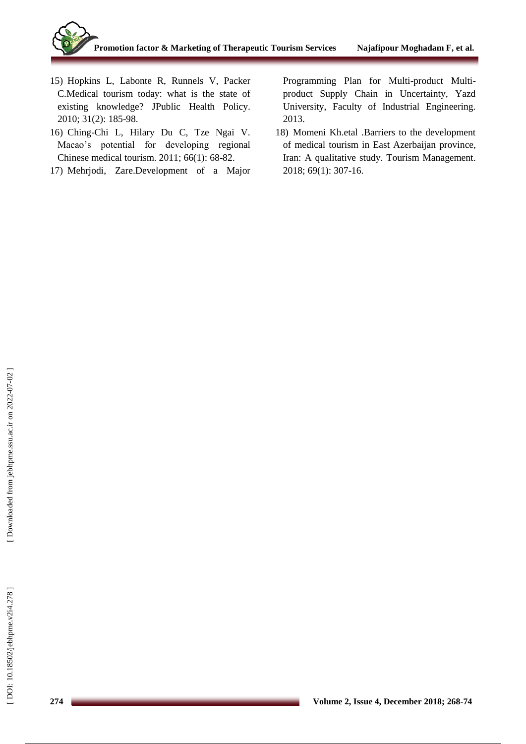15) Hopkins L, Labonte R, Runnels V, Packer C.Medical tourism today: what is the state of existing knowledge? JPublic Health Policy. 2010; 31(2): 185-98.
16) Ching-Chi L, Hilary Du C, Tze Ngai V. Macao's potential for developing regional Chinese medical tourism. 2011; 66(1): 68-82.
17) Mehrjodi, Zare.Development of a Major Programming Plan for Multi-product Multi-product Supply Chain in Uncertainty, Yazd University, Faculty of Industrial Engineering. 2013.
18) Momeni Kh.etal .Barriers to the development of medical tourism in East Azerbaijan province, Iran: A qualitative study. Tourism Management. 2018; 69(1): 307-16.